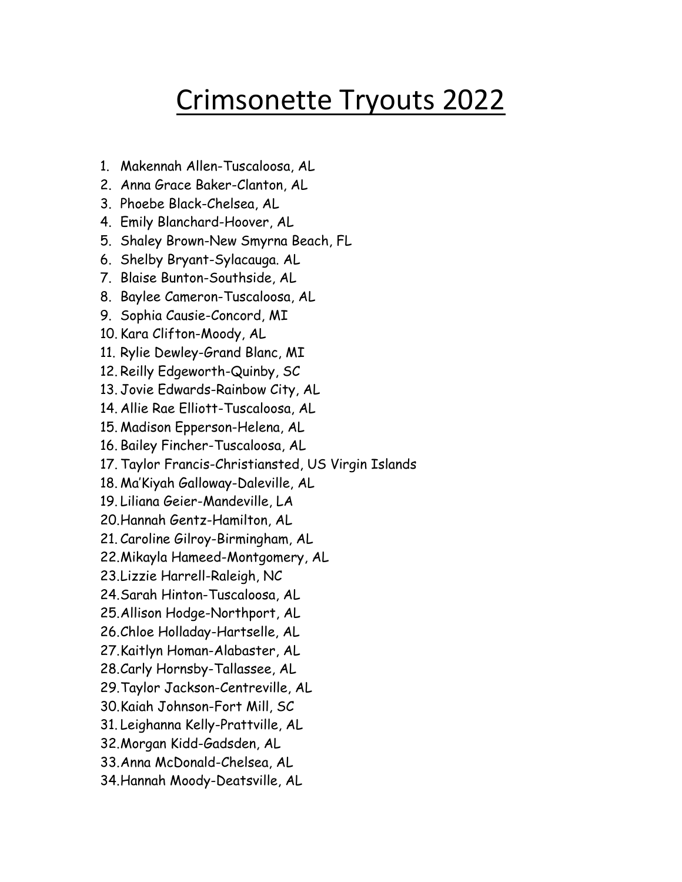# Crimsonette Tryouts 2022

1. Makennah Allen-Tuscaloosa, AL
2. Anna Grace Baker-Clanton, AL
3. Phoebe Black-Chelsea, AL
4. Emily Blanchard-Hoover, AL
5. Shaley Brown-New Smyrna Beach, FL
6. Shelby Bryant-Sylacauga. AL
7. Blaise Bunton-Southside, AL
8. Baylee Cameron-Tuscaloosa, AL
9. Sophia Causie-Concord, MI
10. Kara Clifton-Moody, AL
11. Rylie Dewley-Grand Blanc, MI
12. Reilly Edgeworth-Quinby, SC
13. Jovie Edwards-Rainbow City, AL
14. Allie Rae Elliott-Tuscaloosa, AL
15. Madison Epperson-Helena, AL
16. Bailey Fincher-Tuscaloosa, AL
17. Taylor Francis-Christiansted, US Virgin Islands
18. Ma'Kiyah Galloway-Daleville, AL
19. Liliana Geier-Mandeville, LA
20. Hannah Gentz-Hamilton, AL
21. Caroline Gilroy-Birmingham, AL
22. Mikayla Hameed-Montgomery, AL
23. Lizzie Harrell-Raleigh, NC
24. Sarah Hinton-Tuscaloosa, AL
25. Allison Hodge-Northport, AL
26. Chloe Holladay-Hartselle, AL
27. Kaitlyn Homan-Alabaster, AL
28. Carly Hornsby-Tallassee, AL
29. Taylor Jackson-Centreville, AL
30. Kaiah Johnson-Fort Mill, SC
31. Leighanna Kelly-Prattville, AL
32. Morgan Kidd-Gadsden, AL
33. Anna McDonald-Chelsea, AL
34. Hannah Moody-Deatsville, AL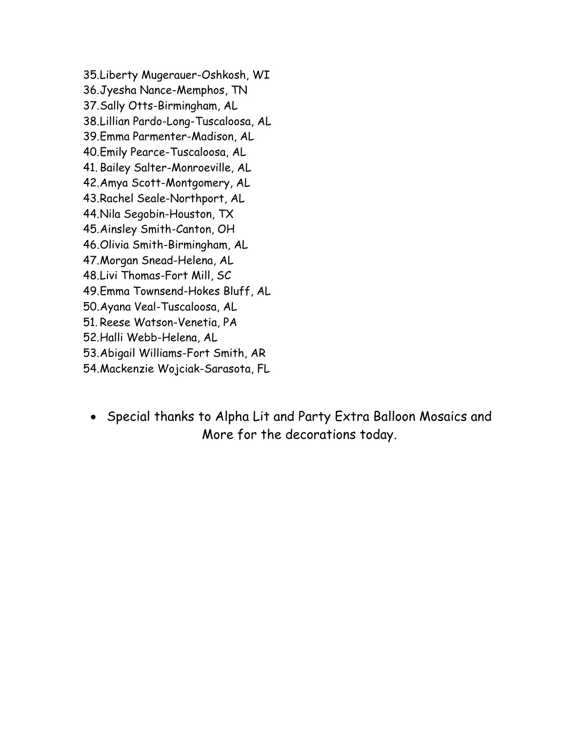35. Liberty Mugerauer-Oshkosh, WI
36. Jyesha Nance-Memphos, TN
37. Sally Otts-Birmingham, AL
38. Lillian Pardo-Long-Tuscaloosa, AL
39. Emma Parmenter-Madison, AL
40. Emily Pearce-Tuscaloosa, AL
41. Bailey Salter-Monroeville, AL
42. Amya Scott-Montgomery, AL
43. Rachel Seale-Northport, AL
44. Nila Segobin-Houston, TX
45. Ainsley Smith-Canton, OH
46. Olivia Smith-Birmingham, AL
47. Morgan Snead-Helena, AL
48. Livi Thomas-Fort Mill, SC
49. Emma Townsend-Hokes Bluff, AL
50. Ayana Veal-Tuscaloosa, AL
51. Reese Watson-Venetia, PA
52. Halli Webb-Helena, AL
53. Abigail Williams-Fort Smith, AR
54. Mackenzie Wojciak-Sarasota, FL

- Special thanks to Alpha Lit and Party Extra Balloon Mosaics and More for the decorations today.